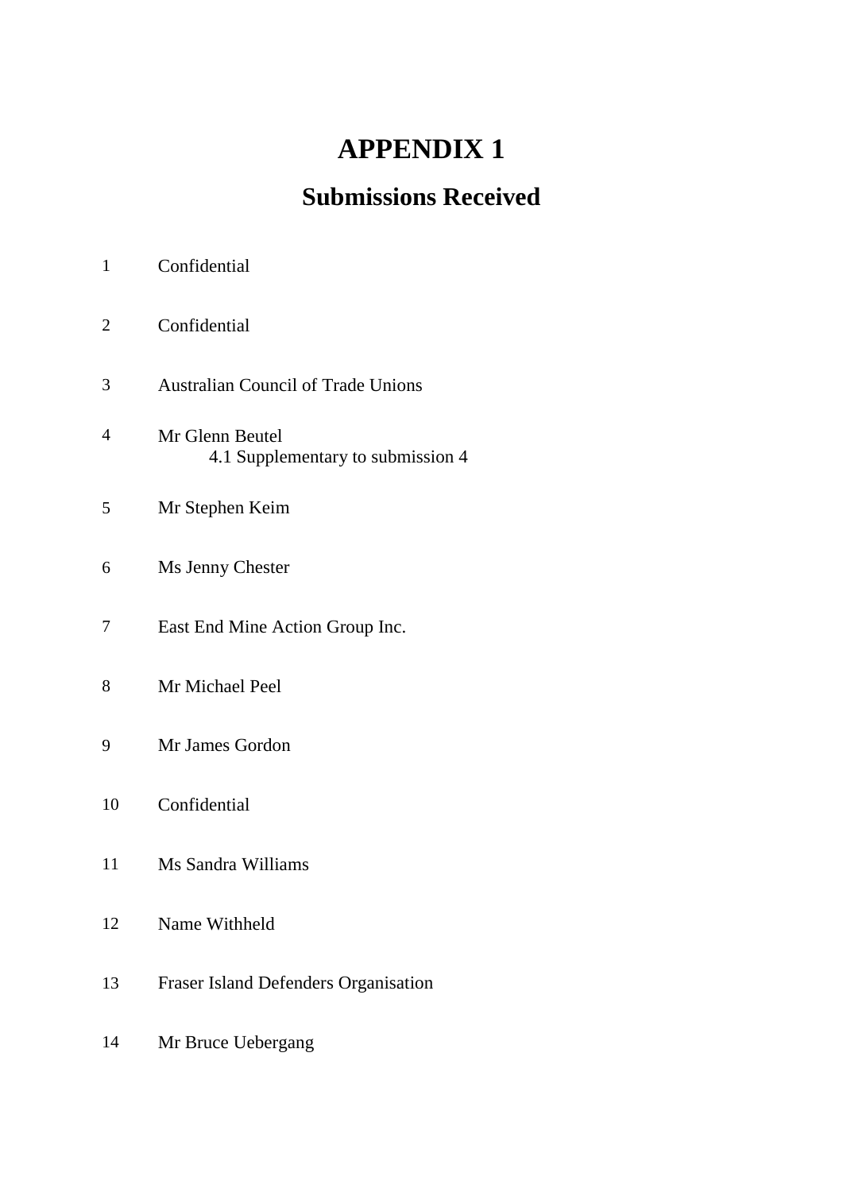# APPENDIX 1

## Submissions Received

1 Confidential

2 Confidential

3 Australian Council of Trade Unions

4 Mr Glenn Beutel
    4.1 Supplementary to submission 4

5 Mr Stephen Keim

6 Ms Jenny Chester

7 East End Mine Action Group Inc.

8 Mr Michael Peel

9 Mr James Gordon

10 Confidential

11 Ms Sandra Williams

12 Name Withheld

13 Fraser Island Defenders Organisation

14 Mr Bruce Uebergang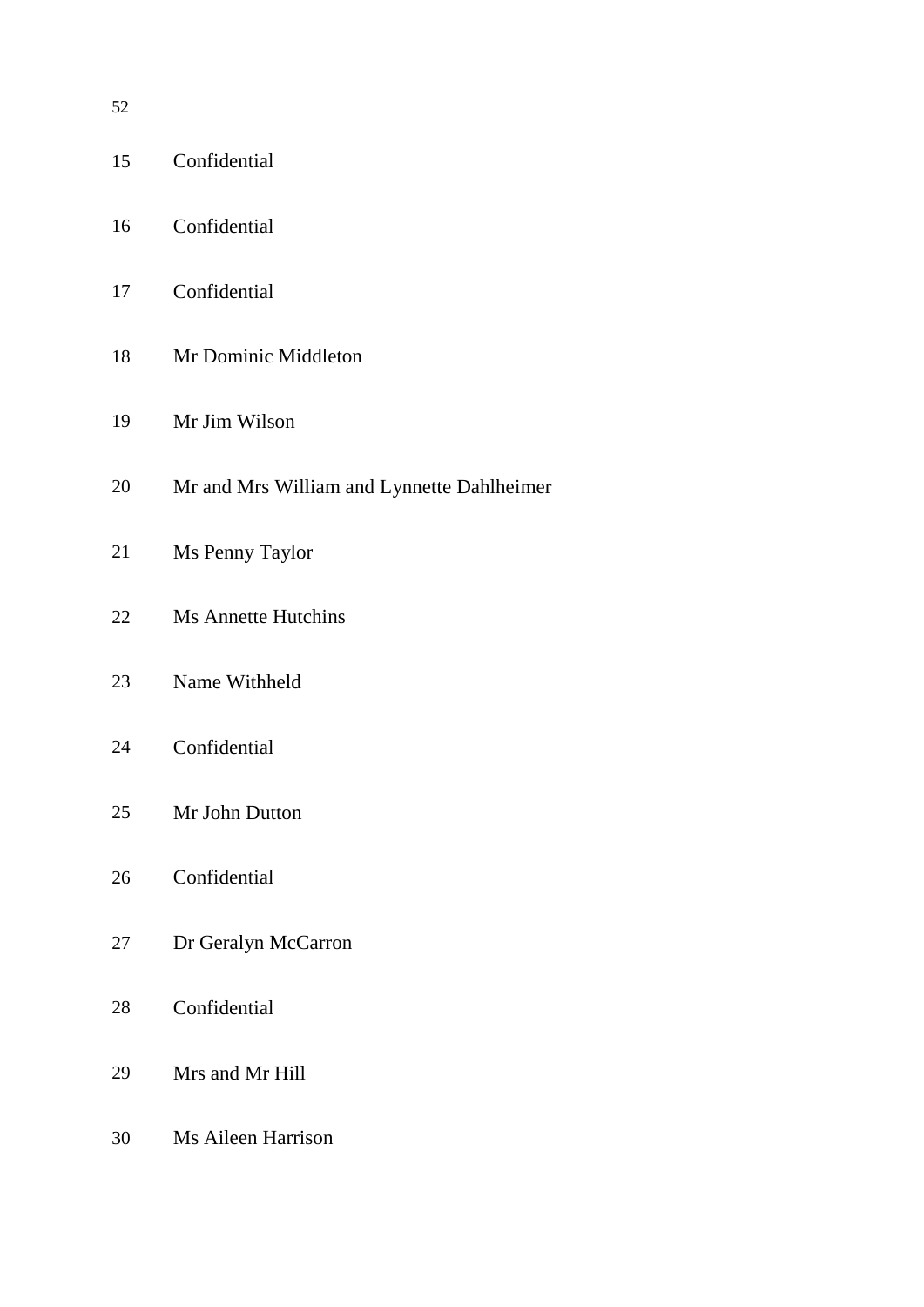| | |
|---|---|
| 15 | Confidential |
| 16 | Confidential |
| 17 | Confidential |
| 18 | Mr Dominic Middleton |
| 19 | Mr Jim Wilson |
| 20 | Mr and Mrs William and Lynnette Dahlheimer |
| 21 | Ms Penny Taylor |
| 22 | Ms Annette Hutchins |
| 23 | Name Withheld |
| 24 | Confidential |
| 25 | Mr John Dutton |
| 26 | Confidential |
| 27 | Dr Geralyn McCarron |
| 28 | Confidential |
| 29 | Mrs and Mr Hill |
| 30 | Ms Aileen Harrison |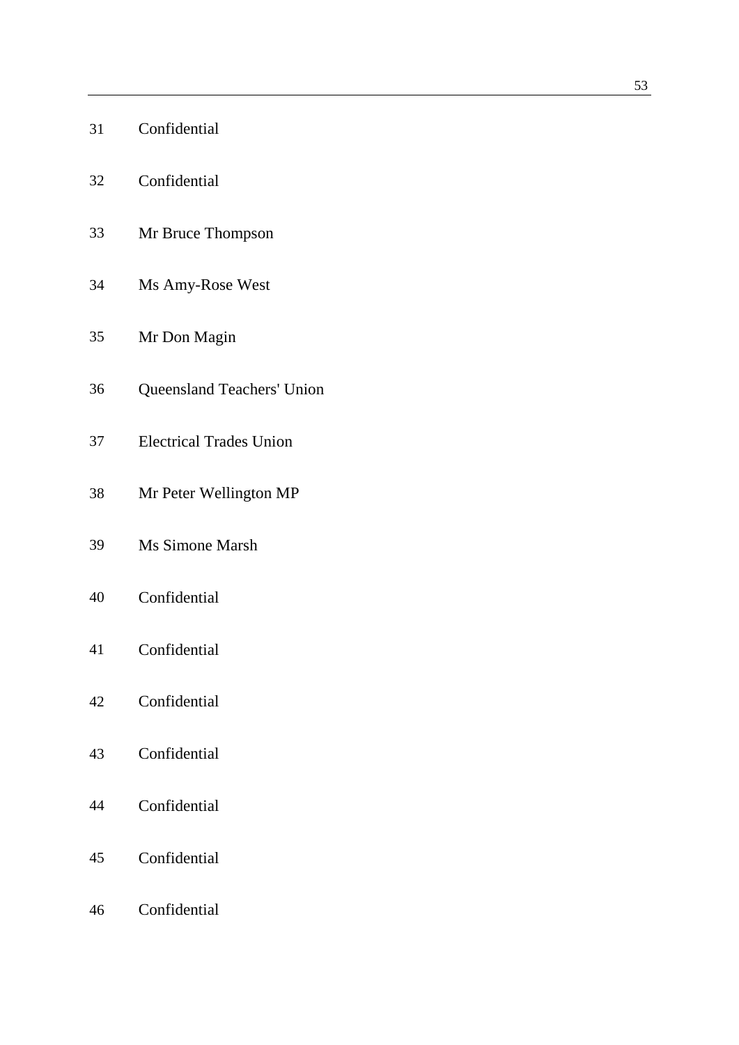| | |
|---|---|
| 31 | Confidential |
| 32 | Confidential |
| 33 | Mr Bruce Thompson |
| 34 | Ms Amy-Rose West |
| 35 | Mr Don Magin |
| 36 | Queensland Teachers' Union |
| 37 | Electrical Trades Union |
| 38 | Mr Peter Wellington MP |
| 39 | Ms Simone Marsh |
| 40 | Confidential |
| 41 | Confidential |
| 42 | Confidential |
| 43 | Confidential |
| 44 | Confidential |
| 45 | Confidential |
| 46 | Confidential |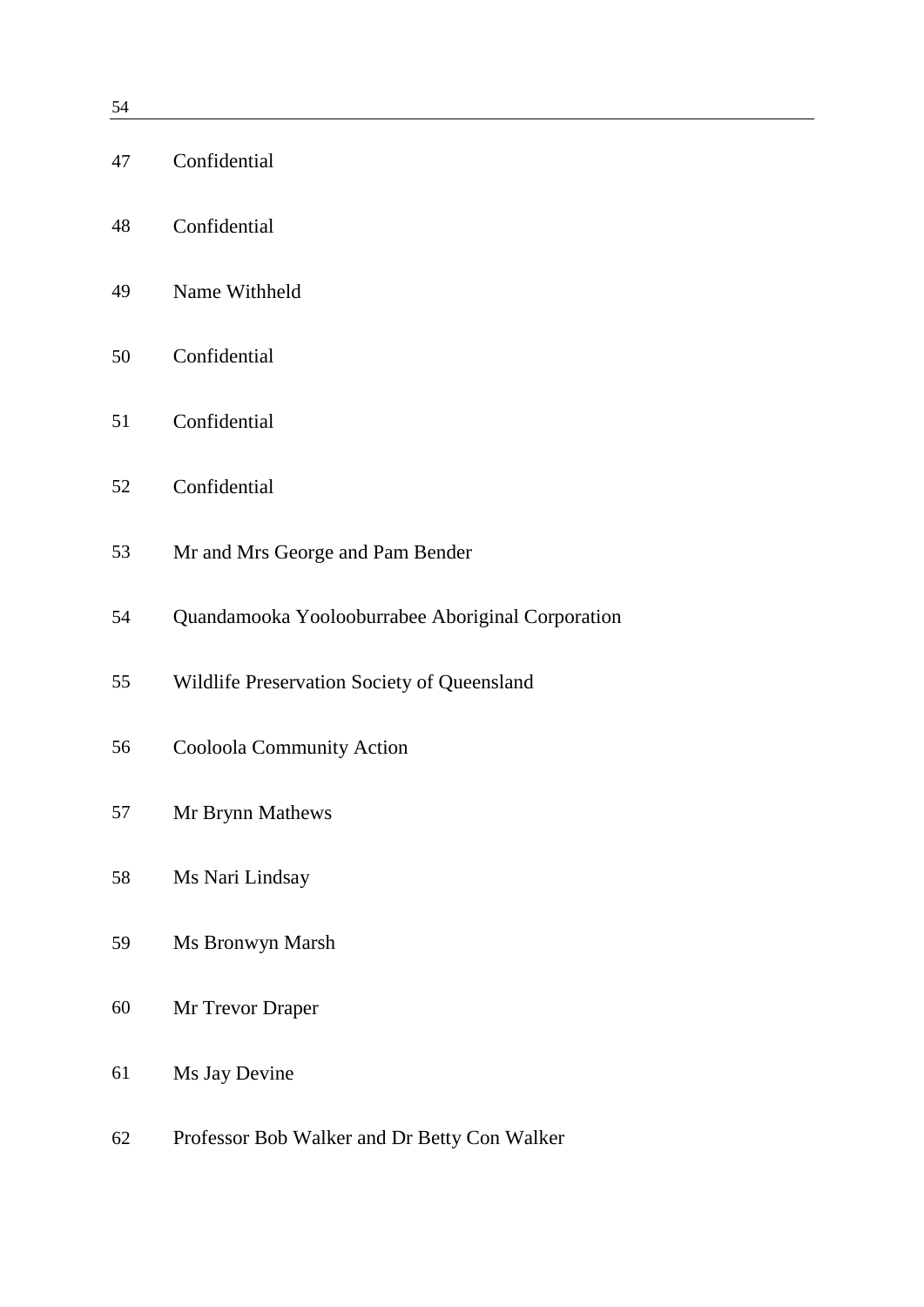| | |
|---|---|
| 47 | Confidential |
| 48 | Confidential |
| 49 | Name Withheld |
| 50 | Confidential |
| 51 | Confidential |
| 52 | Confidential |
| 53 | Mr and Mrs George and Pam Bender |
| 54 | Quandamooka Yoolooburrabee Aboriginal Corporation |
| 55 | Wildlife Preservation Society of Queensland |
| 56 | Cooloola Community Action |
| 57 | Mr Brynn Mathews |
| 58 | Ms Nari Lindsay |
| 59 | Ms Bronwyn Marsh |
| 60 | Mr Trevor Draper |
| 61 | Ms Jay Devine |
| 62 | Professor Bob Walker and Dr Betty Con Walker |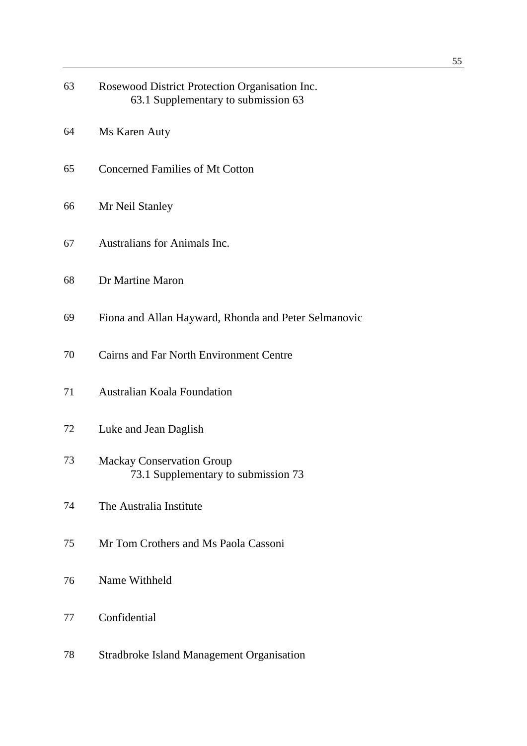63 Rosewood District Protection Organisation Inc.
    63.1 Supplementary to submission 63

64 Ms Karen Auty

65 Concerned Families of Mt Cotton

66 Mr Neil Stanley

67 Australians for Animals Inc.

68 Dr Martine Maron

69 Fiona and Allan Hayward, Rhonda and Peter Selmanovic

70 Cairns and Far North Environment Centre

71 Australian Koala Foundation

72 Luke and Jean Daglish

73 Mackay Conservation Group
    73.1 Supplementary to submission 73

74 The Australia Institute

75 Mr Tom Crothers and Ms Paola Cassoni

76 Name Withheld

77 Confidential

78 Stradbroke Island Management Organisation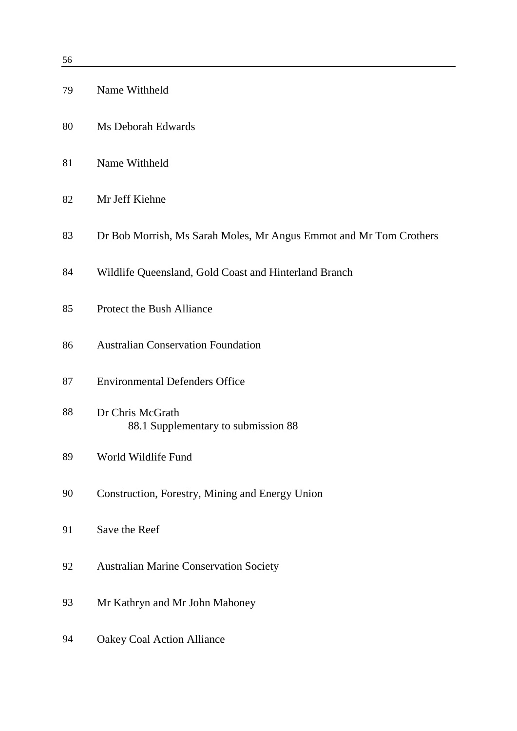79 Name Withheld

80 Ms Deborah Edwards

81 Name Withheld

82 Mr Jeff Kiehne

83 Dr Bob Morrish, Ms Sarah Moles, Mr Angus Emmot and Mr Tom Crothers

84 Wildlife Queensland, Gold Coast and Hinterland Branch

85 Protect the Bush Alliance

86 Australian Conservation Foundation

87 Environmental Defenders Office

88 Dr Chris McGrath
 88.1 Supplementary to submission 88

89 World Wildlife Fund

90 Construction, Forestry, Mining and Energy Union

91 Save the Reef

92 Australian Marine Conservation Society

93 Mr Kathryn and Mr John Mahoney

94 Oakey Coal Action Alliance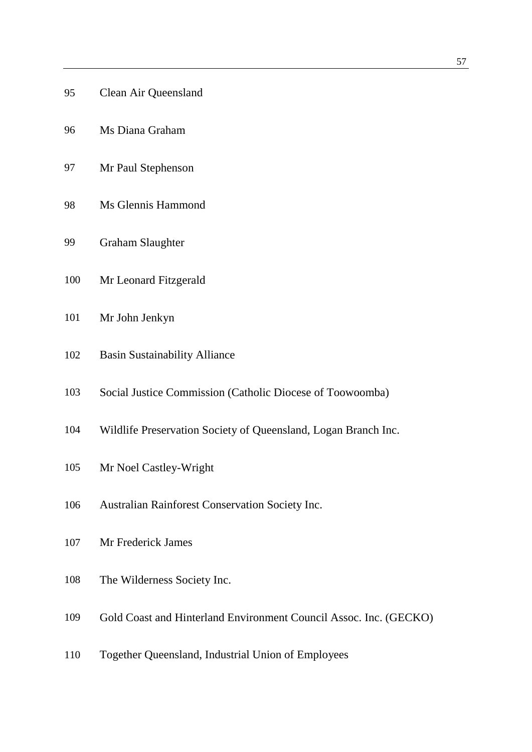| | |
|---|---|
| 95 | Clean Air Queensland |
| 96 | Ms Diana Graham |
| 97 | Mr Paul Stephenson |
| 98 | Ms Glennis Hammond |
| 99 | Graham Slaughter |
| 100 | Mr Leonard Fitzgerald |
| 101 | Mr John Jenkyn |
| 102 | Basin Sustainability Alliance |
| 103 | Social Justice Commission (Catholic Diocese of Toowoomba) |
| 104 | Wildlife Preservation Society of Queensland, Logan Branch Inc. |
| 105 | Mr Noel Castley-Wright |
| 106 | Australian Rainforest Conservation Society Inc. |
| 107 | Mr Frederick James |
| 108 | The Wilderness Society Inc. |
| 109 | Gold Coast and Hinterland Environment Council Assoc. Inc. (GECKO) |
| 110 | Together Queensland, Industrial Union of Employees |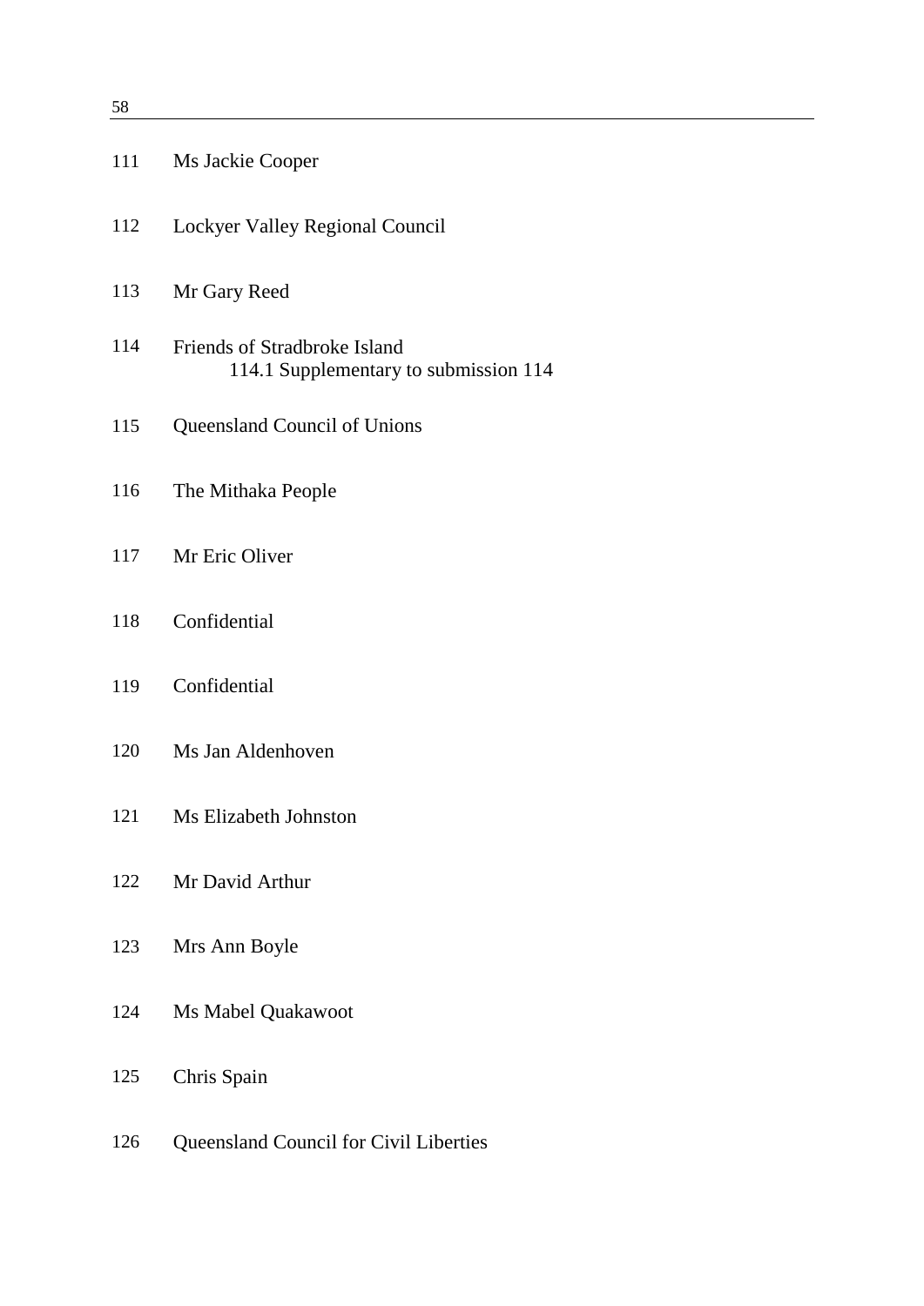111 Ms Jackie Cooper

112 Lockyer Valley Regional Council

113 Mr Gary Reed

114 Friends of Stradbroke Island
    114.1 Supplementary to submission 114

115 Queensland Council of Unions

116 The Mithaka People

117 Mr Eric Oliver

118 Confidential

119 Confidential

120 Ms Jan Aldenhoven

121 Ms Elizabeth Johnston

122 Mr David Arthur

123 Mrs Ann Boyle

124 Ms Mabel Quakawoot

125 Chris Spain

126 Queensland Council for Civil Liberties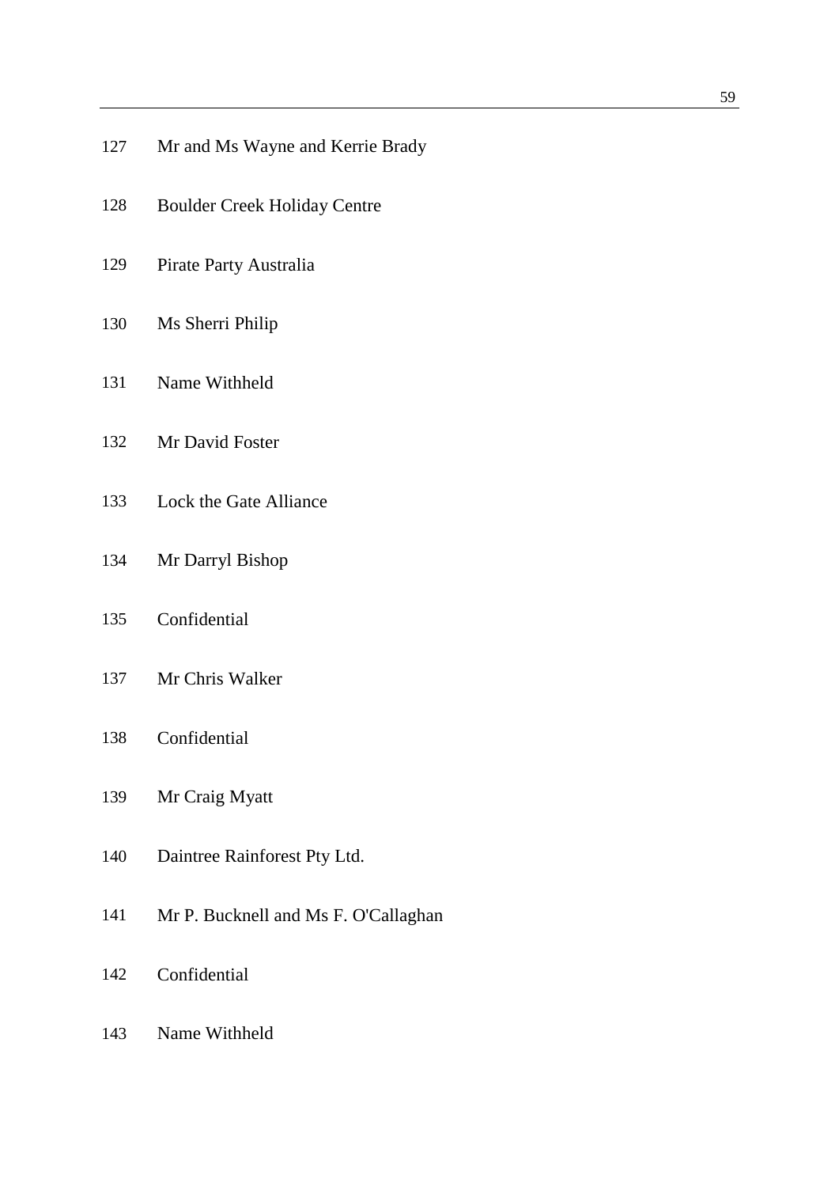127 Mr and Ms Wayne and Kerrie Brady

128 Boulder Creek Holiday Centre

129 Pirate Party Australia

130 Ms Sherri Philip

131 Name Withheld

132 Mr David Foster

133 Lock the Gate Alliance

134 Mr Darryl Bishop

135 Confidential

137 Mr Chris Walker

138 Confidential

139 Mr Craig Myatt

140 Daintree Rainforest Pty Ltd.

141 Mr P. Bucknell and Ms F. O'Callaghan

142 Confidential

143 Name Withheld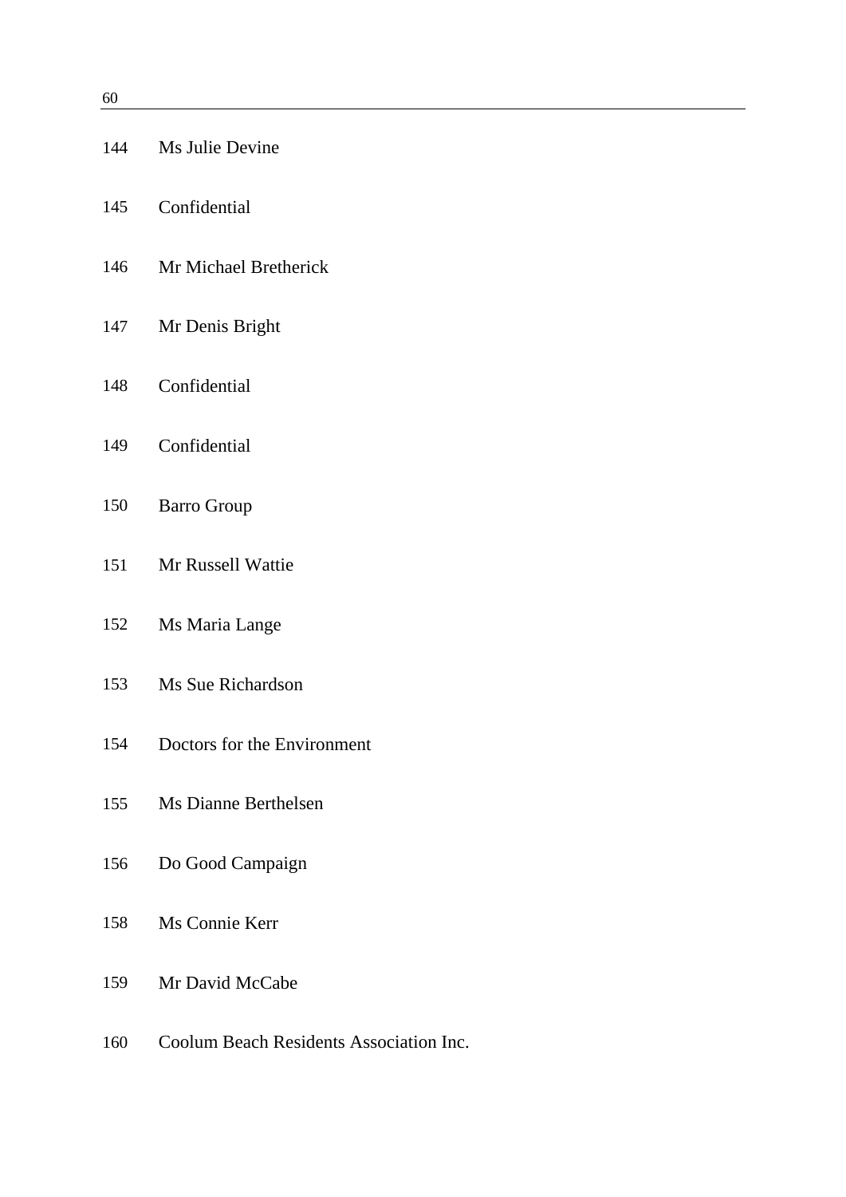| | |
|---|---|
| 144 | Ms Julie Devine |
| 145 | Confidential |
| 146 | Mr Michael Bretherick |
| 147 | Mr Denis Bright |
| 148 | Confidential |
| 149 | Confidential |
| 150 | Barro Group |
| 151 | Mr Russell Wattie |
| 152 | Ms Maria Lange |
| 153 | Ms Sue Richardson |
| 154 | Doctors for the Environment |
| 155 | Ms Dianne Berthelsen |
| 156 | Do Good Campaign |
| 158 | Ms Connie Kerr |
| 159 | Mr David McCabe |
| 160 | Coolum Beach Residents Association Inc. |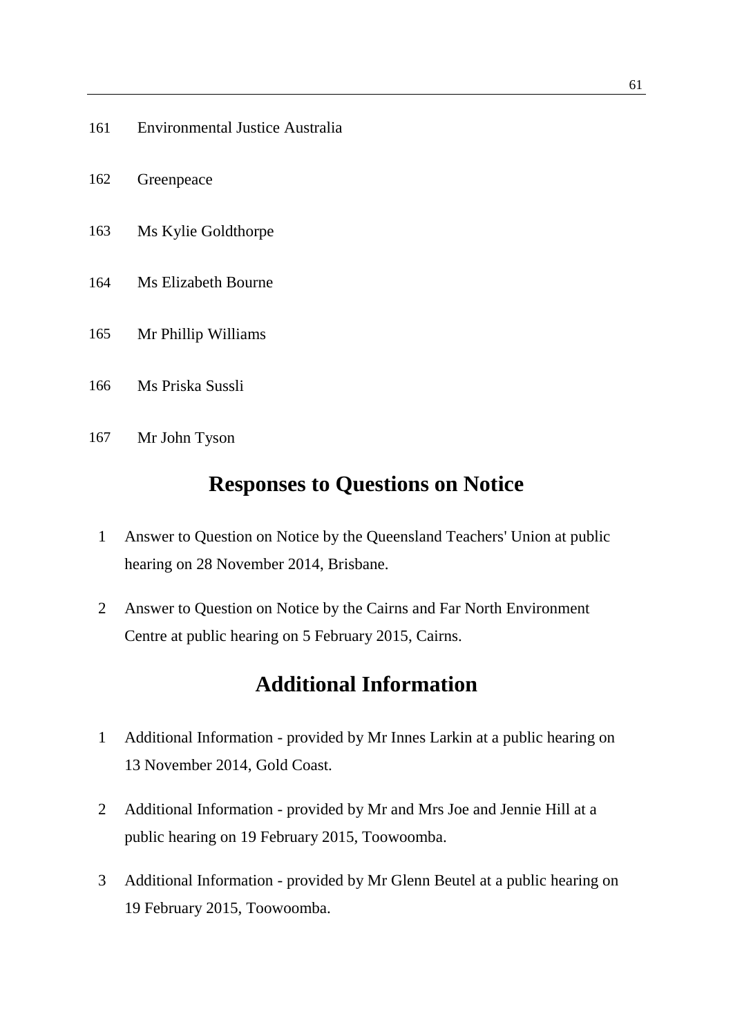161 Environmental Justice Australia

162 Greenpeace

163 Ms Kylie Goldthorpe

164 Ms Elizabeth Bourne

165 Mr Phillip Williams

166 Ms Priska Sussli

167 Mr John Tyson

## Responses to Questions on Notice

1 Answer to Question on Notice by the Queensland Teachers' Union at public hearing on 28 November 2014, Brisbane.

2 Answer to Question on Notice by the Cairns and Far North Environment Centre at public hearing on 5 February 2015, Cairns.

## Additional Information

1 Additional Information - provided by Mr Innes Larkin at a public hearing on 13 November 2014, Gold Coast.

2 Additional Information - provided by Mr and Mrs Joe and Jennie Hill at a public hearing on 19 February 2015, Toowoomba.

3 Additional Information - provided by Mr Glenn Beutel at a public hearing on 19 February 2015, Toowoomba.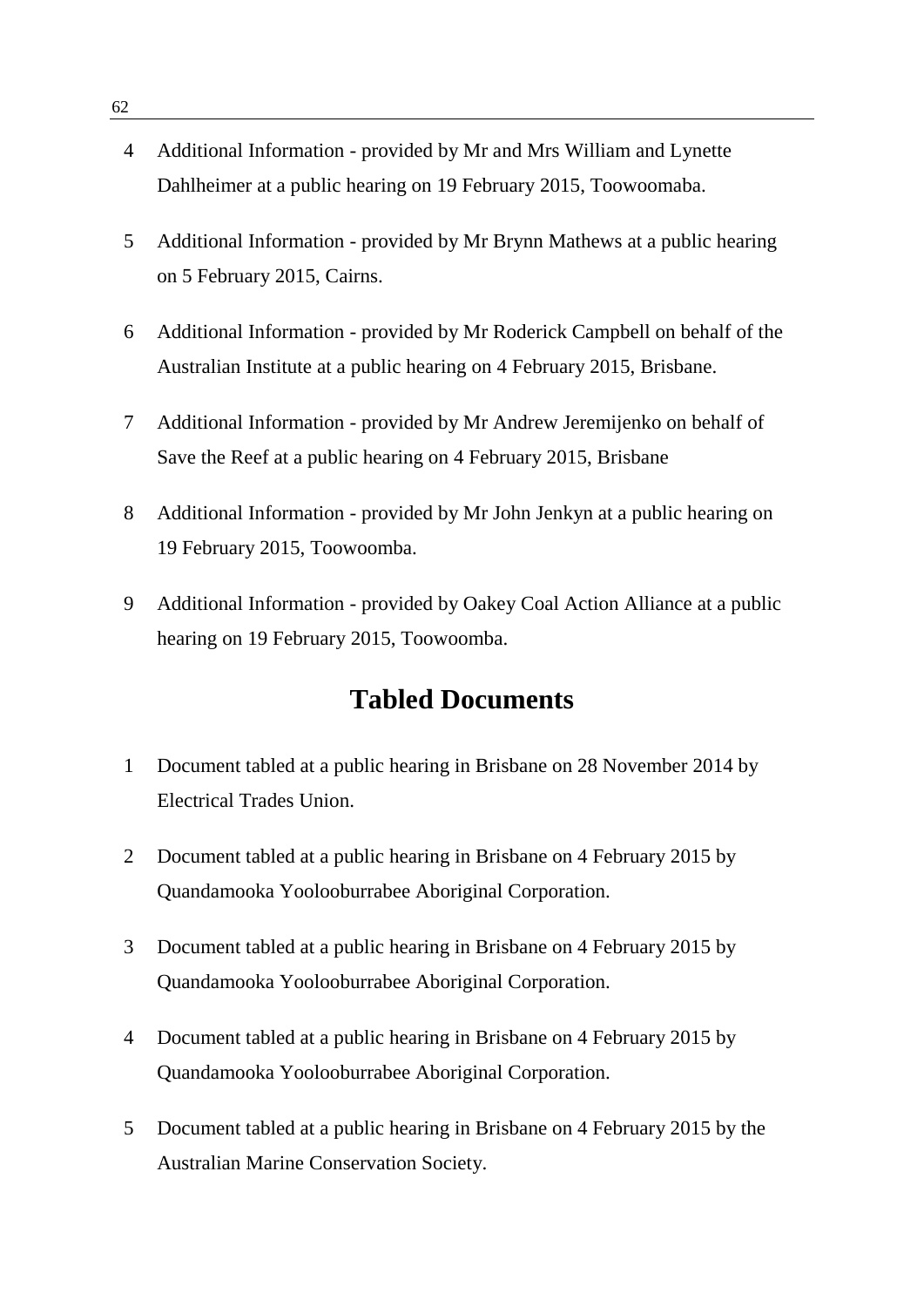4 Additional Information - provided by Mr and Mrs William and Lynette Dahlheimer at a public hearing on 19 February 2015, Toowoomaba.

5 Additional Information - provided by Mr Brynn Mathews at a public hearing on 5 February 2015, Cairns.

6 Additional Information - provided by Mr Roderick Campbell on behalf of the Australian Institute at a public hearing on 4 February 2015, Brisbane.

7 Additional Information - provided by Mr Andrew Jeremijenko on behalf of Save the Reef at a public hearing on 4 February 2015, Brisbane

8 Additional Information - provided by Mr John Jenkyn at a public hearing on 19 February 2015, Toowoomba.

9 Additional Information - provided by Oakey Coal Action Alliance at a public hearing on 19 February 2015, Toowoomba.

## Tabled Documents

1 Document tabled at a public hearing in Brisbane on 28 November 2014 by Electrical Trades Union.

2 Document tabled at a public hearing in Brisbane on 4 February 2015 by Quandamooka Yoolooburrabee Aboriginal Corporation.

3 Document tabled at a public hearing in Brisbane on 4 February 2015 by Quandamooka Yoolooburrabee Aboriginal Corporation.

4 Document tabled at a public hearing in Brisbane on 4 February 2015 by Quandamooka Yoolooburrabee Aboriginal Corporation.

5 Document tabled at a public hearing in Brisbane on 4 February 2015 by the Australian Marine Conservation Society.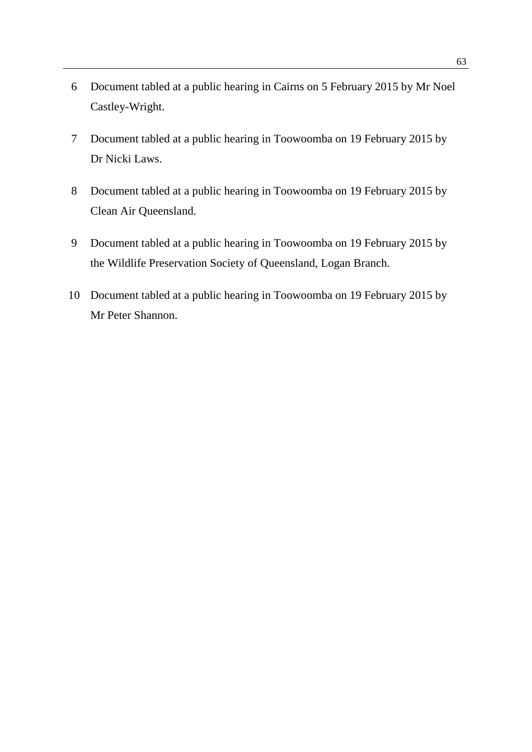6 Document tabled at a public hearing in Cairns on 5 February 2015 by Mr Noel Castley-Wright.

7 Document tabled at a public hearing in Toowoomba on 19 February 2015 by Dr Nicki Laws.

8 Document tabled at a public hearing in Toowoomba on 19 February 2015 by Clean Air Queensland.

9 Document tabled at a public hearing in Toowoomba on 19 February 2015 by the Wildlife Preservation Society of Queensland, Logan Branch.

10 Document tabled at a public hearing in Toowoomba on 19 February 2015 by Mr Peter Shannon.